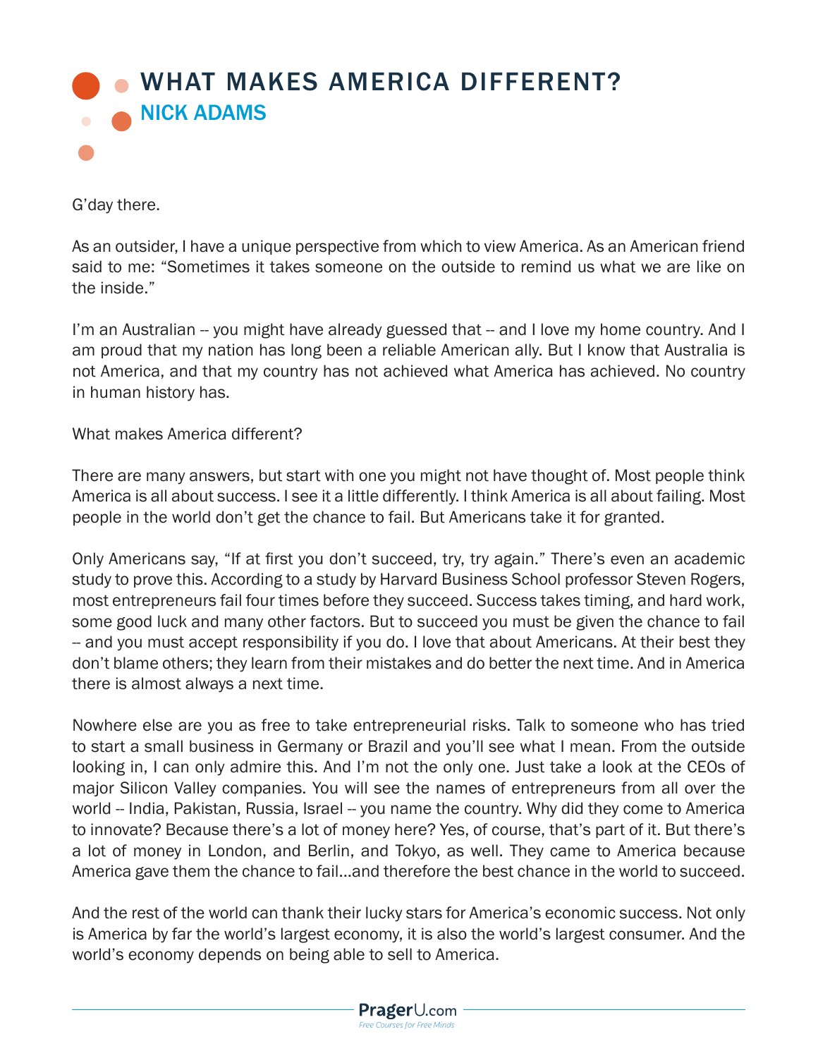# WHAT MAKES AMERICA DIFFERENT?

## NICK ADAMS

G'day there.

As an outsider, I have a unique perspective from which to view America. As an American friend said to me: "Sometimes it takes someone on the outside to remind us what we are like on the inside."

I'm an Australian -- you might have already guessed that -- and I love my home country. And I am proud that my nation has long been a reliable American ally. But I know that Australia is not America, and that my country has not achieved what America has achieved. No country in human history has.

What makes America different?

There are many answers, but start with one you might not have thought of. Most people think America is all about success. I see it a little differently. I think America is all about failing. Most people in the world don't get the chance to fail. But Americans take it for granted.

Only Americans say, "If at first you don't succeed, try, try again." There's even an academic study to prove this. According to a study by Harvard Business School professor Steven Rogers, most entrepreneurs fail four times before they succeed. Success takes timing, and hard work, some good luck and many other factors. But to succeed you must be given the chance to fail -- and you must accept responsibility if you do. I love that about Americans. At their best they don't blame others; they learn from their mistakes and do better the next time. And in America there is almost always a next time.

Nowhere else are you as free to take entrepreneurial risks. Talk to someone who has tried to start a small business in Germany or Brazil and you'll see what I mean. From the outside looking in, I can only admire this. And I'm not the only one. Just take a look at the CEOs of major Silicon Valley companies. You will see the names of entrepreneurs from all over the world -- India, Pakistan, Russia, Israel -- you name the country. Why did they come to America to innovate? Because there's a lot of money here? Yes, of course, that's part of it. But there's a lot of money in London, and Berlin, and Tokyo, as well. They came to America because America gave them the chance to fail...and therefore the best chance in the world to succeed.

And the rest of the world can thank their lucky stars for America's economic success. Not only is America by far the world's largest economy, it is also the world's largest consumer. And the world's economy depends on being able to sell to America.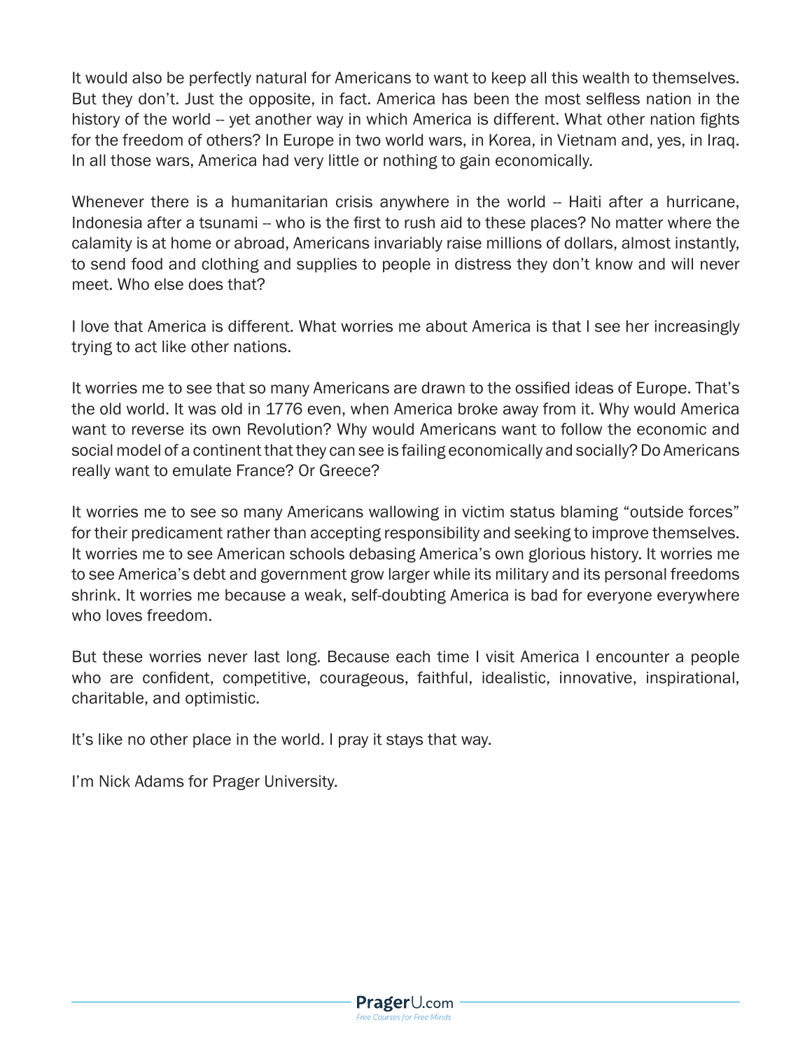It would also be perfectly natural for Americans to want to keep all this wealth to themselves. But they don't. Just the opposite, in fact. America has been the most selfless nation in the history of the world -- yet another way in which America is different. What other nation fights for the freedom of others? In Europe in two world wars, in Korea, in Vietnam and, yes, in Iraq. In all those wars, America had very little or nothing to gain economically.

Whenever there is a humanitarian crisis anywhere in the world -- Haiti after a hurricane, Indonesia after a tsunami -- who is the first to rush aid to these places? No matter where the calamity is at home or abroad, Americans invariably raise millions of dollars, almost instantly, to send food and clothing and supplies to people in distress they don't know and will never meet. Who else does that?

I love that America is different. What worries me about America is that I see her increasingly trying to act like other nations.

It worries me to see that so many Americans are drawn to the ossified ideas of Europe. That's the old world. It was old in 1776 even, when America broke away from it. Why would America want to reverse its own Revolution? Why would Americans want to follow the economic and social model of a continent that they can see is failing economically and socially? Do Americans really want to emulate France? Or Greece?

It worries me to see so many Americans wallowing in victim status blaming "outside forces" for their predicament rather than accepting responsibility and seeking to improve themselves. It worries me to see American schools debasing America's own glorious history. It worries me to see America's debt and government grow larger while its military and its personal freedoms shrink. It worries me because a weak, self-doubting America is bad for everyone everywhere who loves freedom.

But these worries never last long. Because each time I visit America I encounter a people who are confident, competitive, courageous, faithful, idealistic, innovative, inspirational, charitable, and optimistic.

It's like no other place in the world. I pray it stays that way.

I'm Nick Adams for Prager University.